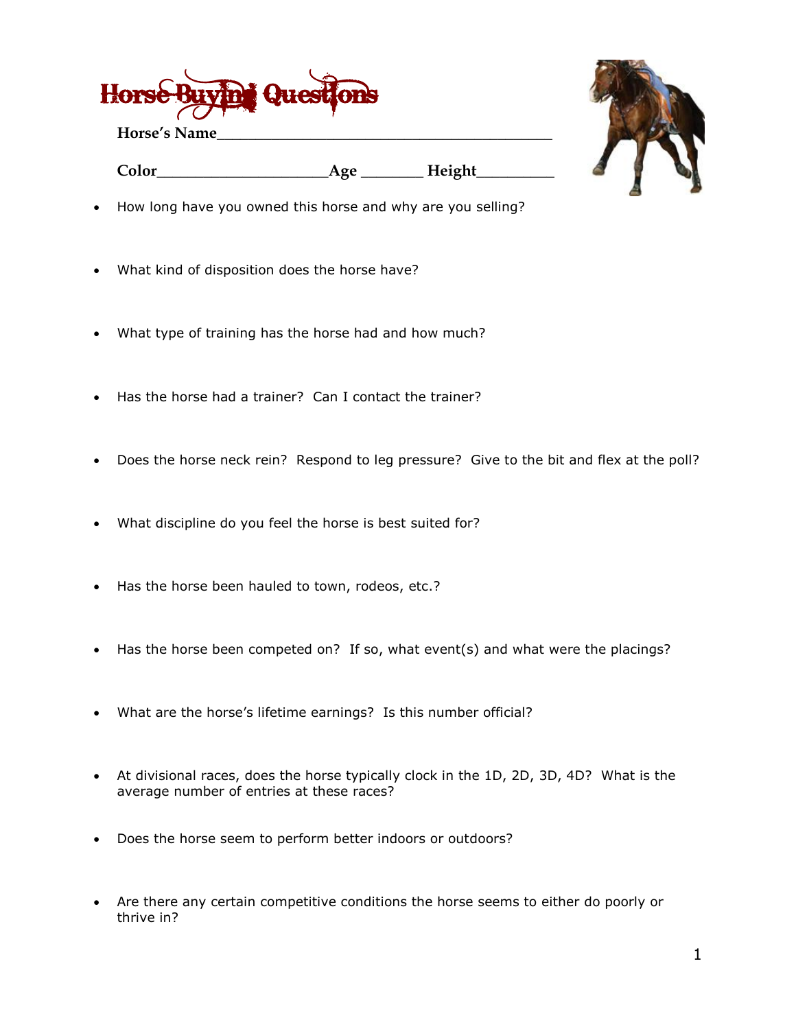# Horse Buying Questions

**Horse's Name**\_\_\_\_\_\_\_\_\_\_\_\_\_\_\_\_\_\_\_\_\_\_\_\_\_\_\_\_\_\_\_\_\_\_\_\_\_\_\_\_\_\_

**Color**\_\_\_\_\_\_\_\_\_\_\_\_\_\_\_\_\_\_\_\_\_\_**Age** \_\_\_\_\_\_\_\_ **Height**\_\_\_\_\_\_\_\_\_\_

- How long have you owned this horse and why are you selling?
- What kind of disposition does the horse have?
- What type of training has the horse had and how much?
- Has the horse had a trainer? Can I contact the trainer?
- Does the horse neck rein? Respond to leg pressure? Give to the bit and flex at the poll?
- What discipline do you feel the horse is best suited for?
- Has the horse been hauled to town, rodeos, etc.?
- Has the horse been competed on? If so, what event(s) and what were the placings?
- What are the horse's lifetime earnings? Is this number official?
- At divisional races, does the horse typically clock in the 1D, 2D, 3D, 4D? What is the average number of entries at these races?
- Does the horse seem to perform better indoors or outdoors?
- Are there any certain competitive conditions the horse seems to either do poorly or thrive in?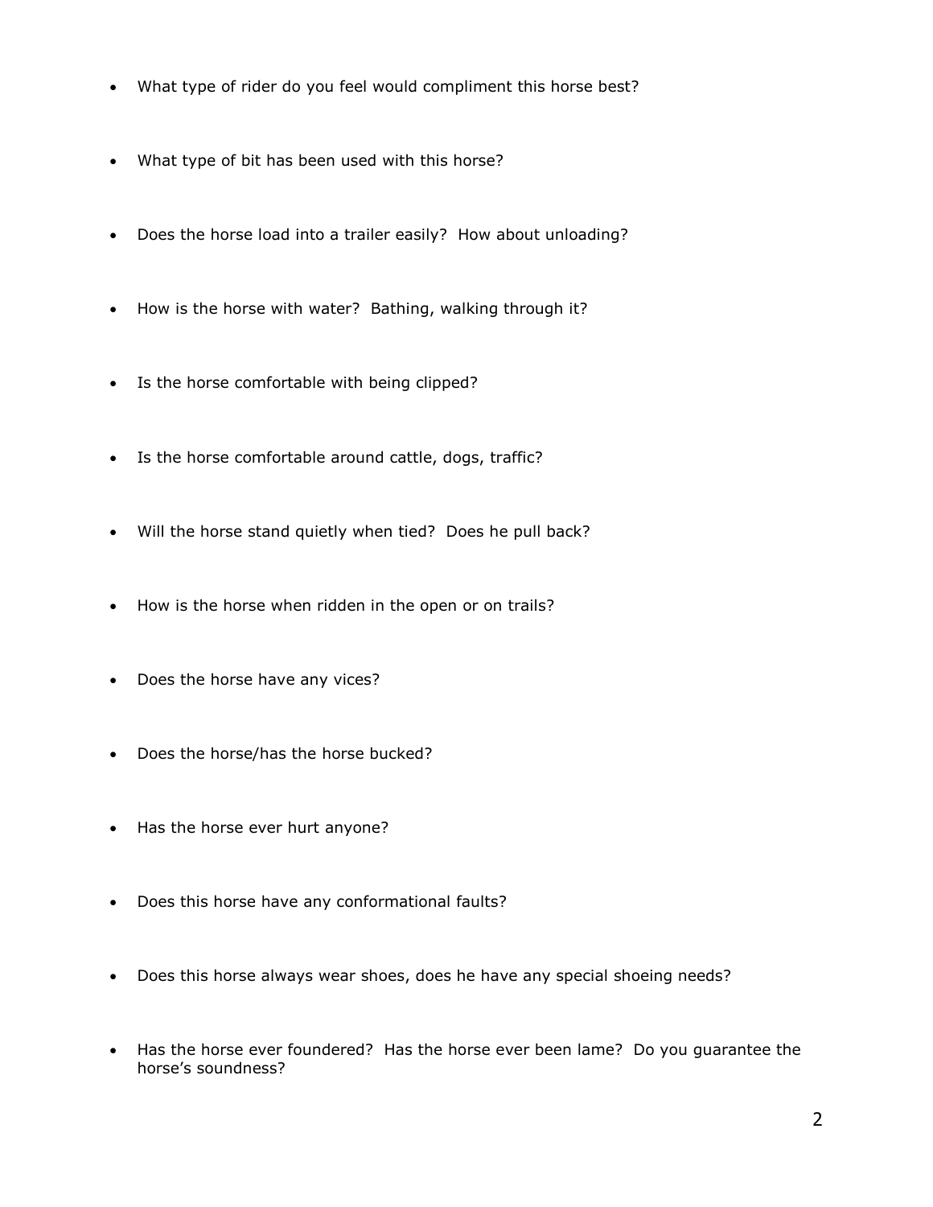- What type of rider do you feel would compliment this horse best?
- What type of bit has been used with this horse?
- Does the horse load into a trailer easily? How about unloading?
- How is the horse with water? Bathing, walking through it?
- Is the horse comfortable with being clipped?
- Is the horse comfortable around cattle, dogs, traffic?
- Will the horse stand quietly when tied? Does he pull back?
- How is the horse when ridden in the open or on trails?
- Does the horse have any vices?
- Does the horse/has the horse bucked?
- Has the horse ever hurt anyone?
- Does this horse have any conformational faults?
- Does this horse always wear shoes, does he have any special shoeing needs?
- Has the horse ever foundered? Has the horse ever been lame? Do you guarantee the horse's soundness?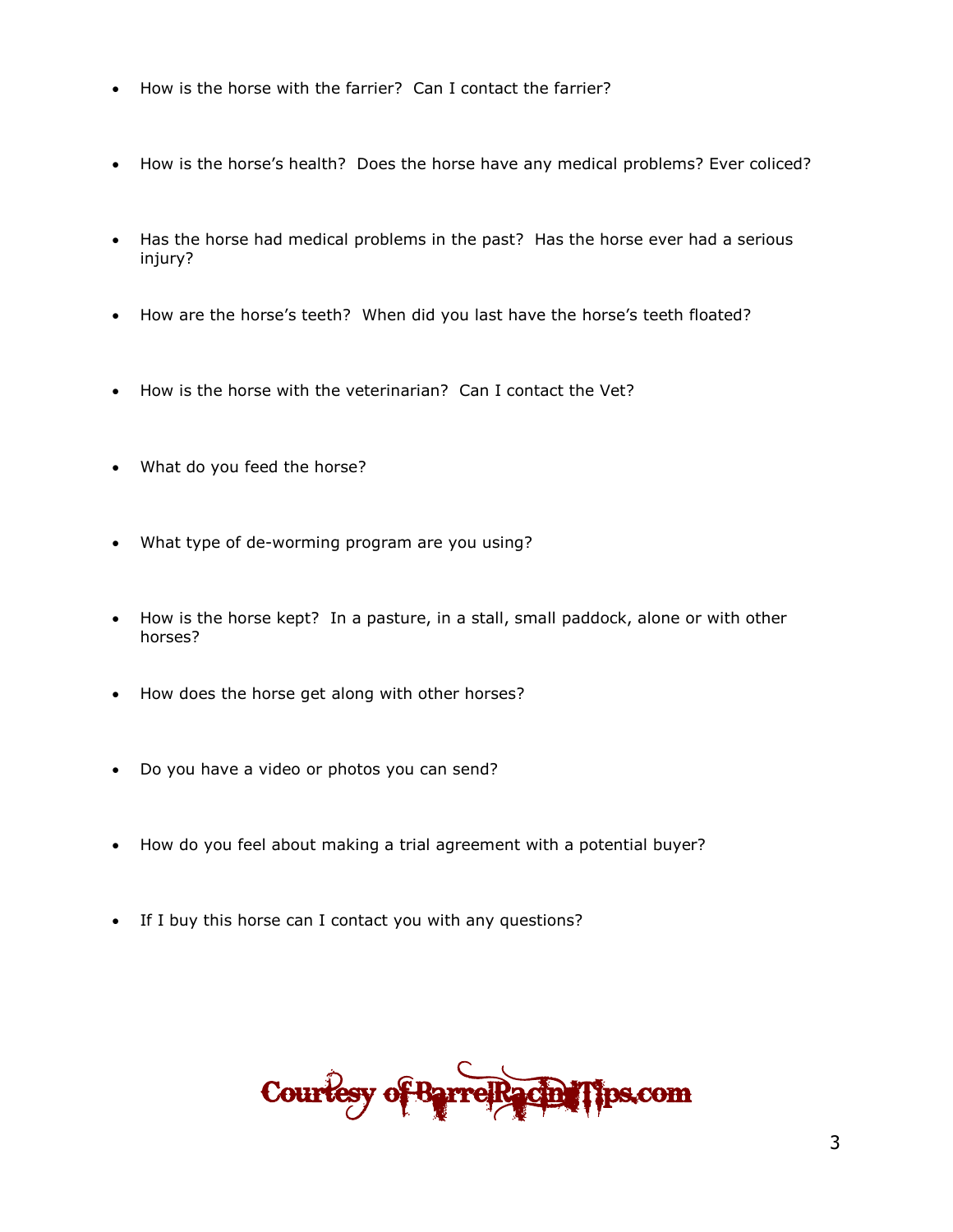- How is the horse with the farrier? Can I contact the farrier?

- How is the horse's health? Does the horse have any medical problems? Ever coliced?

- Has the horse had medical problems in the past? Has the horse ever had a serious injury?

- How are the horse's teeth? When did you last have the horse's teeth floated?

- How is the horse with the veterinarian? Can I contact the Vet?

- What do you feed the horse?

- What type of de-worming program are you using?

- How is the horse kept? In a pasture, in a stall, small paddock, alone or with other horses?

- How does the horse get along with other horses?

- Do you have a video or photos you can send?

- How do you feel about making a trial agreement with a potential buyer?

- If I buy this horse can I contact you with any questions?

Courtesy of BarrelRacingTips.com